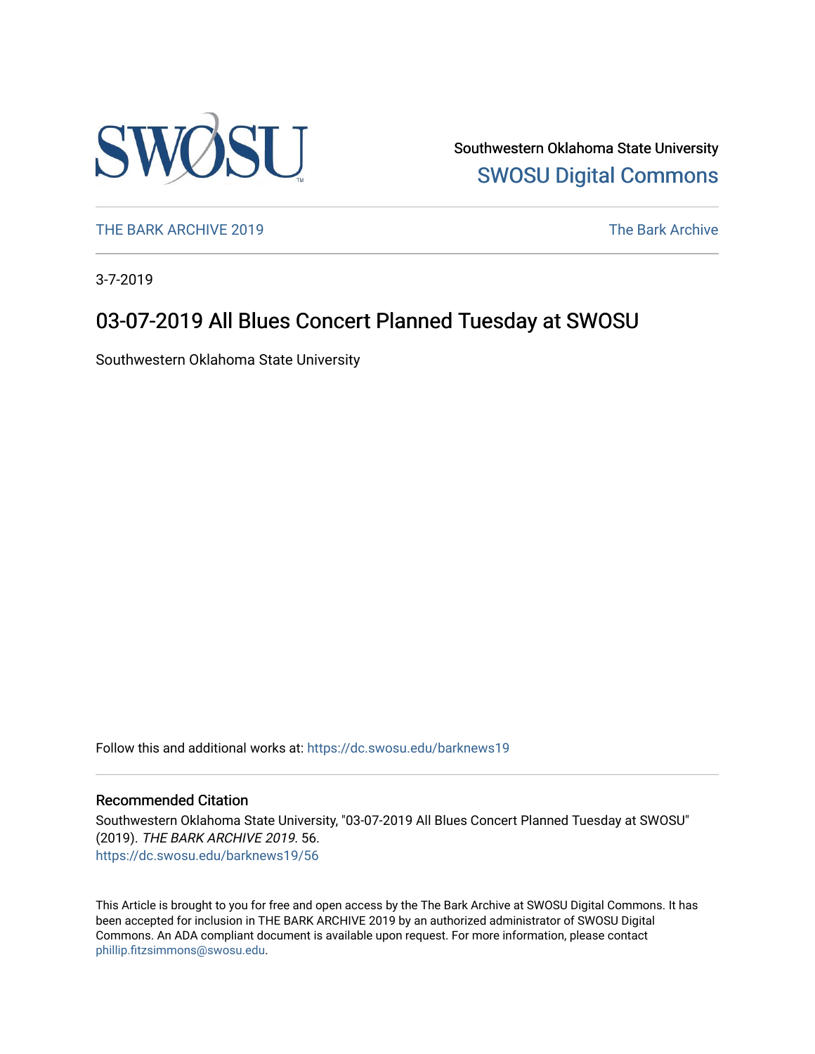Southwestern Oklahoma State University

SWOSU Digital Commons

THE BARK ARCHIVE 2019

The Bark Archive

3-7-2019

# 03-07-2019 All Blues Concert Planned Tuesday at SWOSU

Southwestern Oklahoma State University

Follow this and additional works at: https://dc.swosu.edu/barknews19

## Recommended Citation

Southwestern Oklahoma State University, "03-07-2019 All Blues Concert Planned Tuesday at SWOSU" (2019). *THE BARK ARCHIVE 2019*. 56.
https://dc.swosu.edu/barknews19/56

This Article is brought to you for free and open access by the The Bark Archive at SWOSU Digital Commons. It has been accepted for inclusion in THE BARK ARCHIVE 2019 by an authorized administrator of SWOSU Digital Commons. An ADA compliant document is available upon request. For more information, please contact phillip.fitzsimmons@swosu.edu.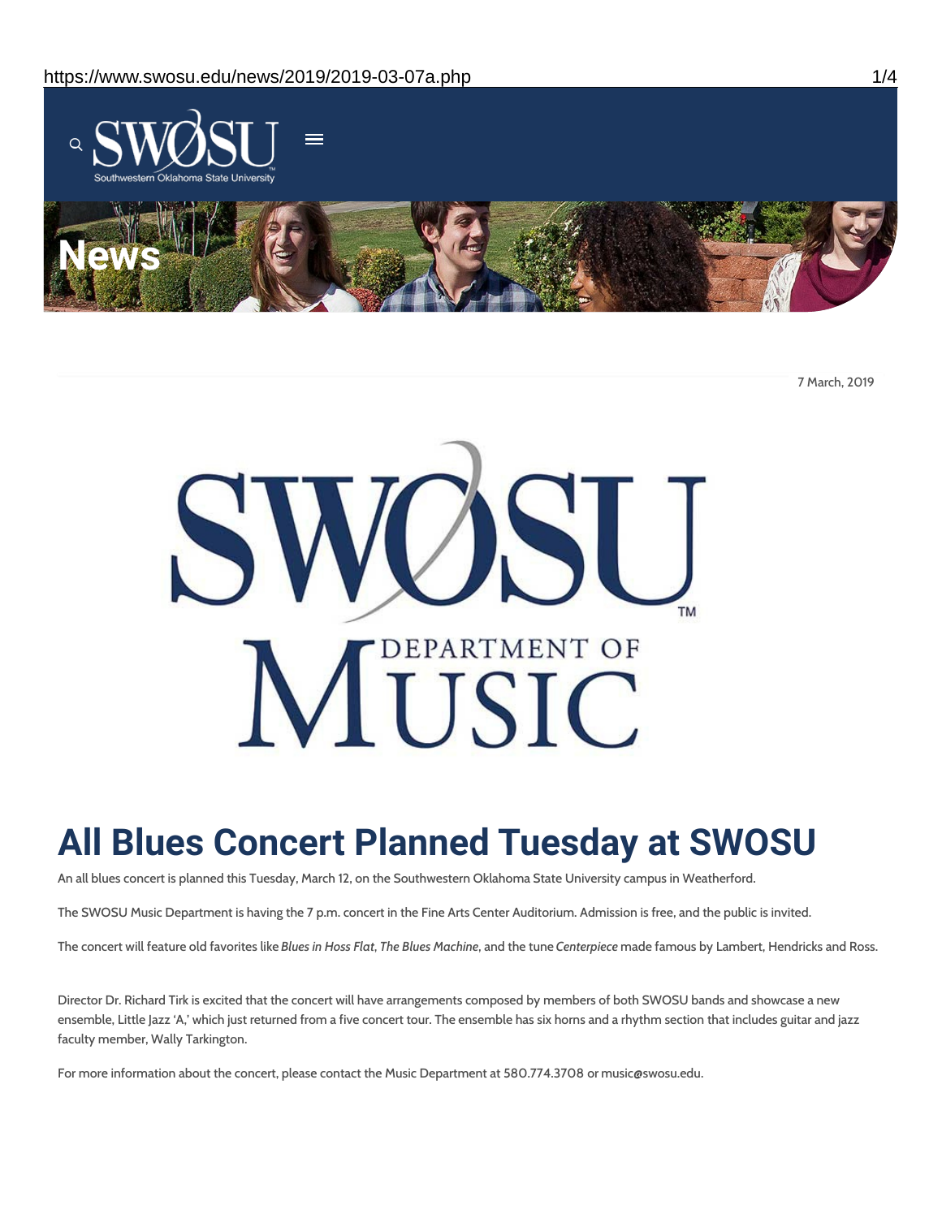7 March, 2019

# All Blues Concert Planned Tuesday at SWOSU

An all blues concert is planned this Tuesday, March 12, on the Southwestern Oklahoma State University campus in Weatherford.

The SWOSU Music Department is having the 7 p.m. concert in the Fine Arts Center Auditorium. Admission is free, and the public is invited.

The concert will feature old favorites like *Blues in Hoss Flat*, *The Blues Machine*, and the tune *Centerpiece* made famous by Lambert, Hendricks and Ross.

Director Dr. Richard Tirk is excited that the concert will have arrangements composed by members of both SWOSU bands and showcase a new ensemble, Little Jazz 'A,' which just returned from a five concert tour. The ensemble has six horns and a rhythm section that includes guitar and jazz faculty member, Wally Tarkington.

For more information about the concert, please contact the Music Department at 580.774.3708 or music@swosu.edu.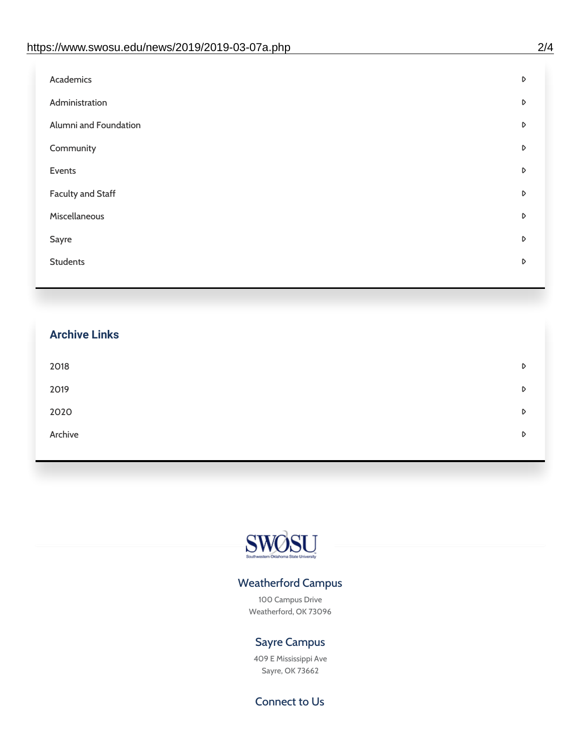- Academics
- Administration
- Alumni and Foundation
- Community
- Events
- Faculty and Staff
- Miscellaneous
- Sayre
- Students

## Archive Links

- 2018
- 2019
- 2020
- Archive

SWOSU
Southwestern Oklahoma State University

### Weatherford Campus

100 Campus Drive
Weatherford, OK 73096

### Sayre Campus

409 E Mississippi Ave
Sayre, OK 73662

### Connect to Us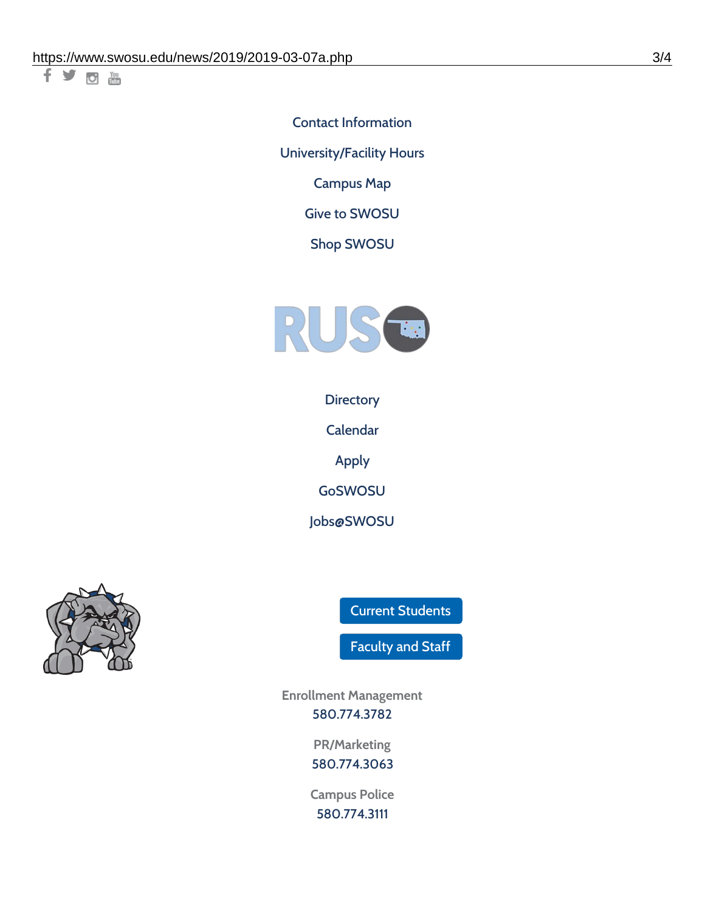Contact Information

University/Facility Hours

Campus Map

Give to SWOSU

Shop SWOSU

Directory

Calendar

Apply

GoSWOSU

Jobs@SWOSU

Current Students

Faculty and Staff

Enrollment Management
580.774.3782

PR/Marketing
580.774.3063

Campus Police
580.774.3111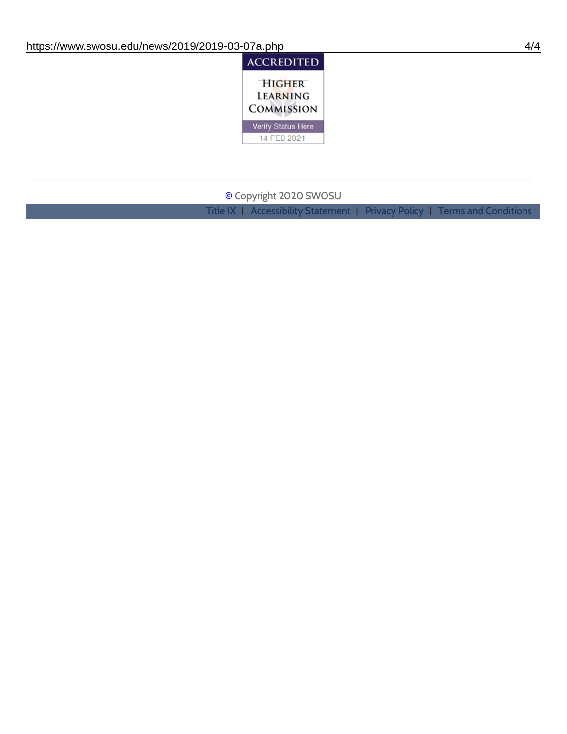ACCREDITED

HIGHER LEARNING COMMISSION

Verify Status Here

14 FEB 2021

© Copyright 2020 SWOSU

Title IX | Accessibility Statement | Privacy Policy | Terms and Conditions